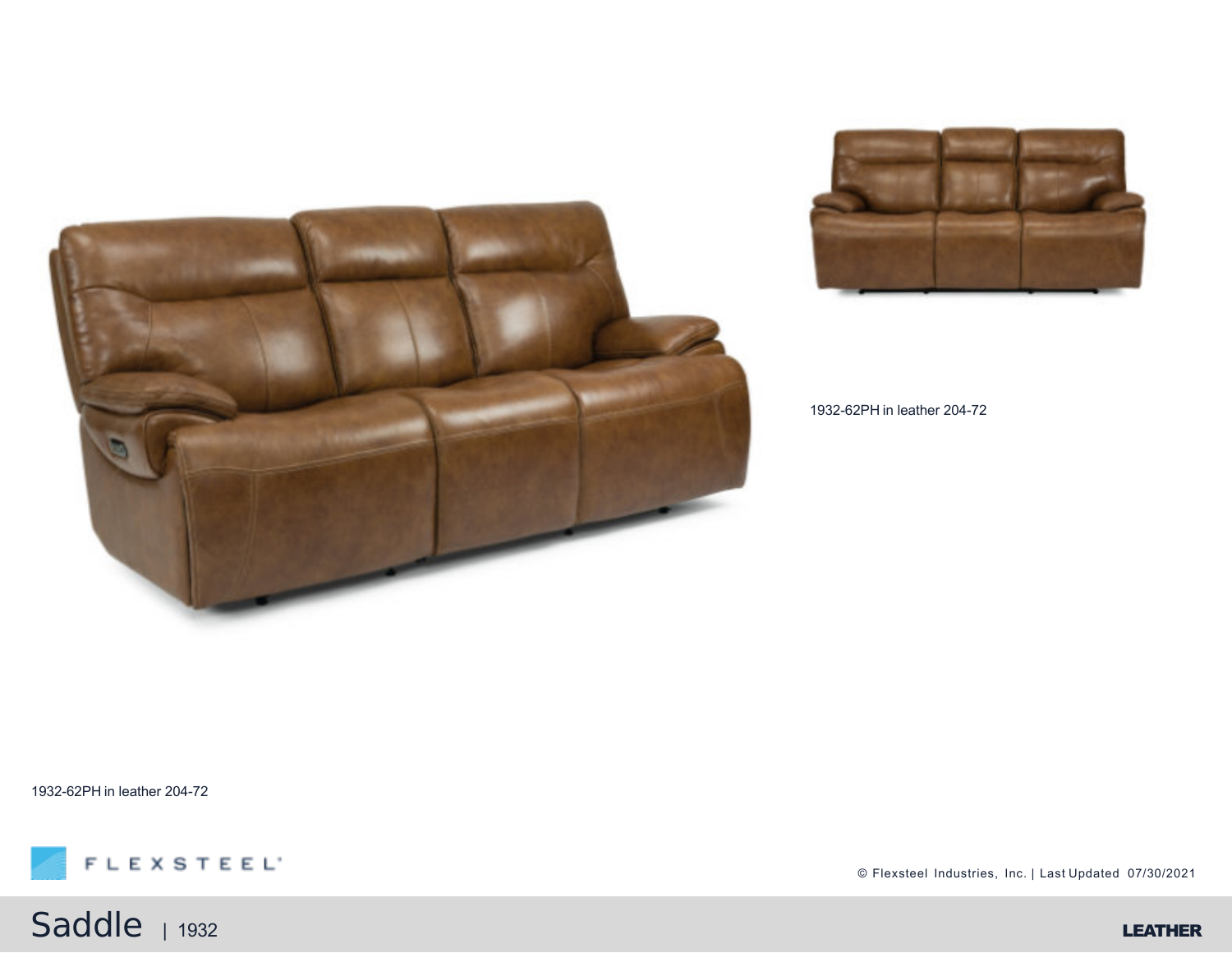1932-62PH in leather 204-72

1932-62PH in leather 204-72

© Flexsteel Industries, Inc. | Last Updated 07/30/2021

# Saddle | 1932

**LEATHER**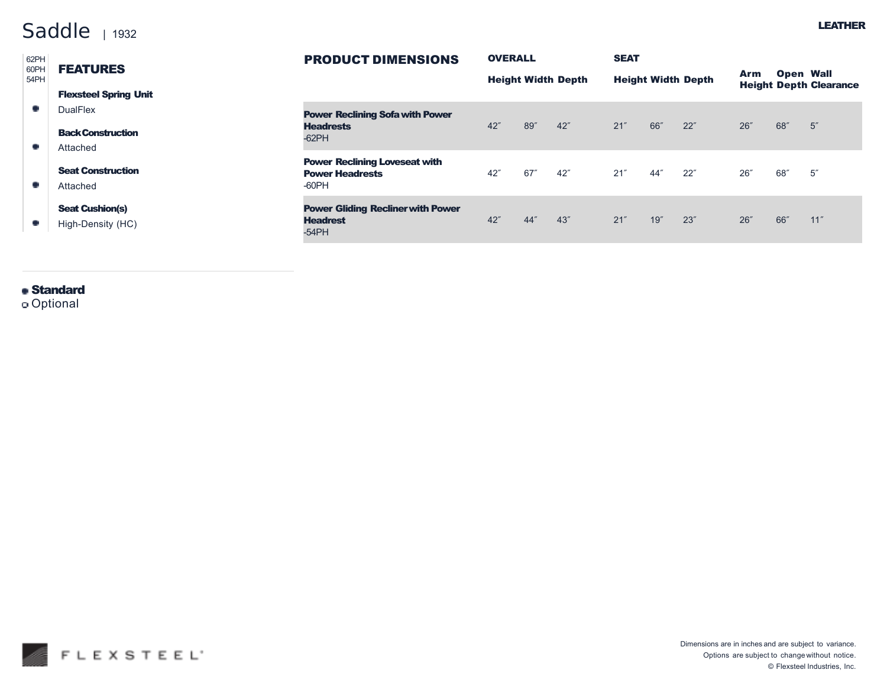# Saddle | 1932

LEATHER

## FEATURES

| Feature | 62PH | 60PH | 54PH |
|---|---|---|---|
| **Flexsteel Spring Unit** | | | |
| DualFlex | ● | | |
| **Back Construction** | | | |
| Attached | ● | | |
| **Seat Construction** | | | |
| Attached | ● | | |
| **Seat Cushion(s)** | | | |
| High-Density (HC) | ● | | |

● **Standard**
○ Optional

## PRODUCT DIMENSIONS

| | OVERALL | | | SEAT | | | | | |
|---|---|---|---|---|---|---|---|---|---|
| | Height | Width | Depth | Height | Width | Depth | Arm Height | Open Depth | Wall Clearance |
| **Power Reclining Sofa with Power Headrests** -62PH | 42″ | 89″ | 42″ | 21″ | 66″ | 22″ | 26″ | 68″ | 5″ |
| **Power Reclining Loveseat with Power Headrests** -60PH | 42″ | 67″ | 42″ | 21″ | 44″ | 22″ | 26″ | 68″ | 5″ |
| **Power Gliding Recliner with Power Headrest** -54PH | 42″ | 44″ | 43″ | 21″ | 19″ | 23″ | 26″ | 66″ | 11″ |

FLEXSTEEL

Dimensions are in inches and are subject to variance.
Options are subject to change without notice.
© Flexsteel Industries, Inc.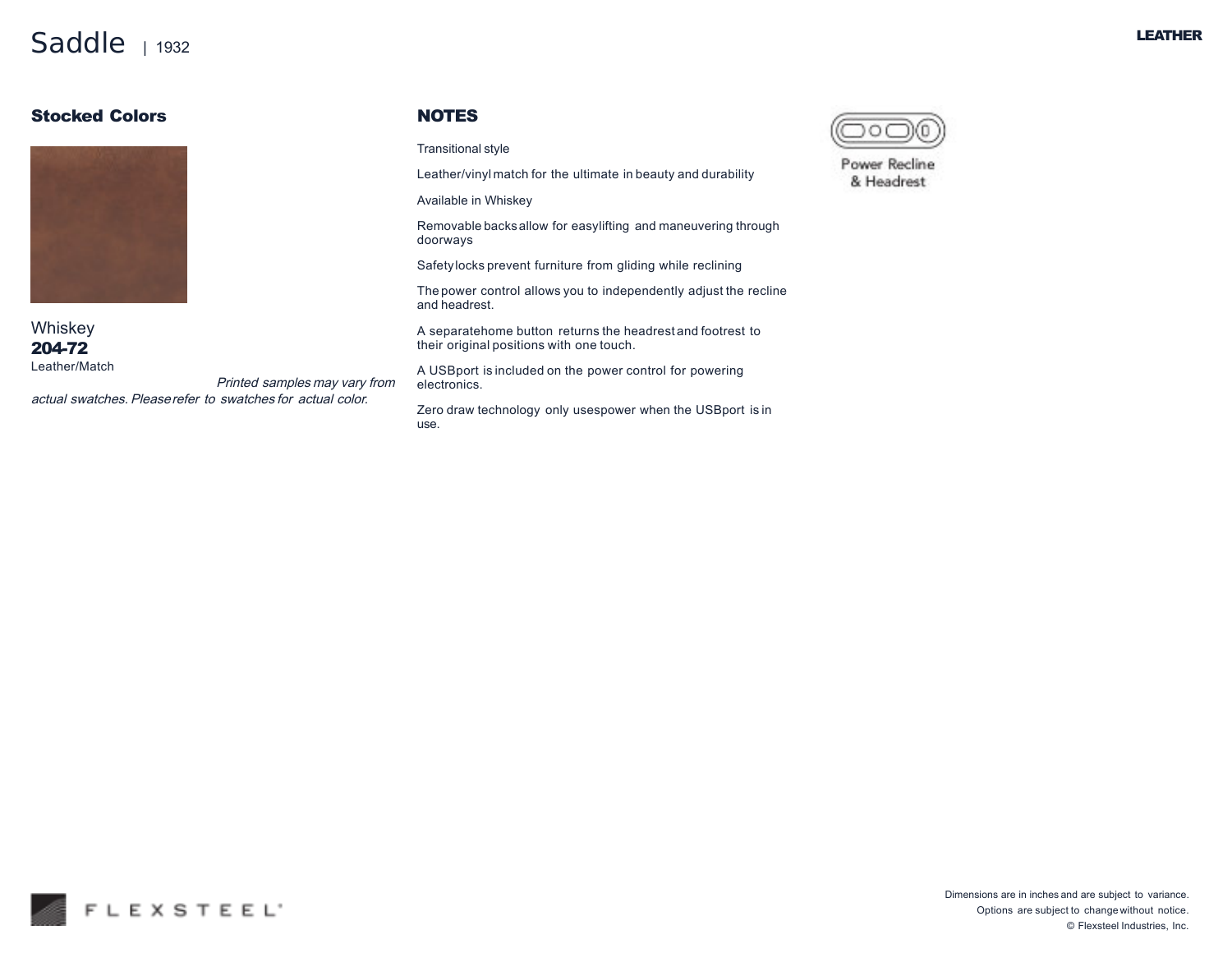# Saddle | 1932

LEATHER

## Stocked Colors

Whiskey
**204-72**
Leather/Match

*Printed samples may vary from actual swatches. Please refer to swatches for actual color.*

## NOTES

Transitional style

Leather/vinyl match for the ultimate in beauty and durability

Available in Whiskey

Removable backs allow for easy lifting and maneuvering through doorways

Safety locks prevent furniture from gliding while reclining

The power control allows you to independently adjust the recline and headrest.

A separate home button returns the headrest and footrest to their original positions with one touch.

A USB port is included on the power control for powering electronics.

Zero draw technology only uses power when the USB port is in use.

Power Recline & Headrest

Dimensions are in inches and are subject to variance.
Options are subject to change without notice.
© Flexsteel Industries, Inc.